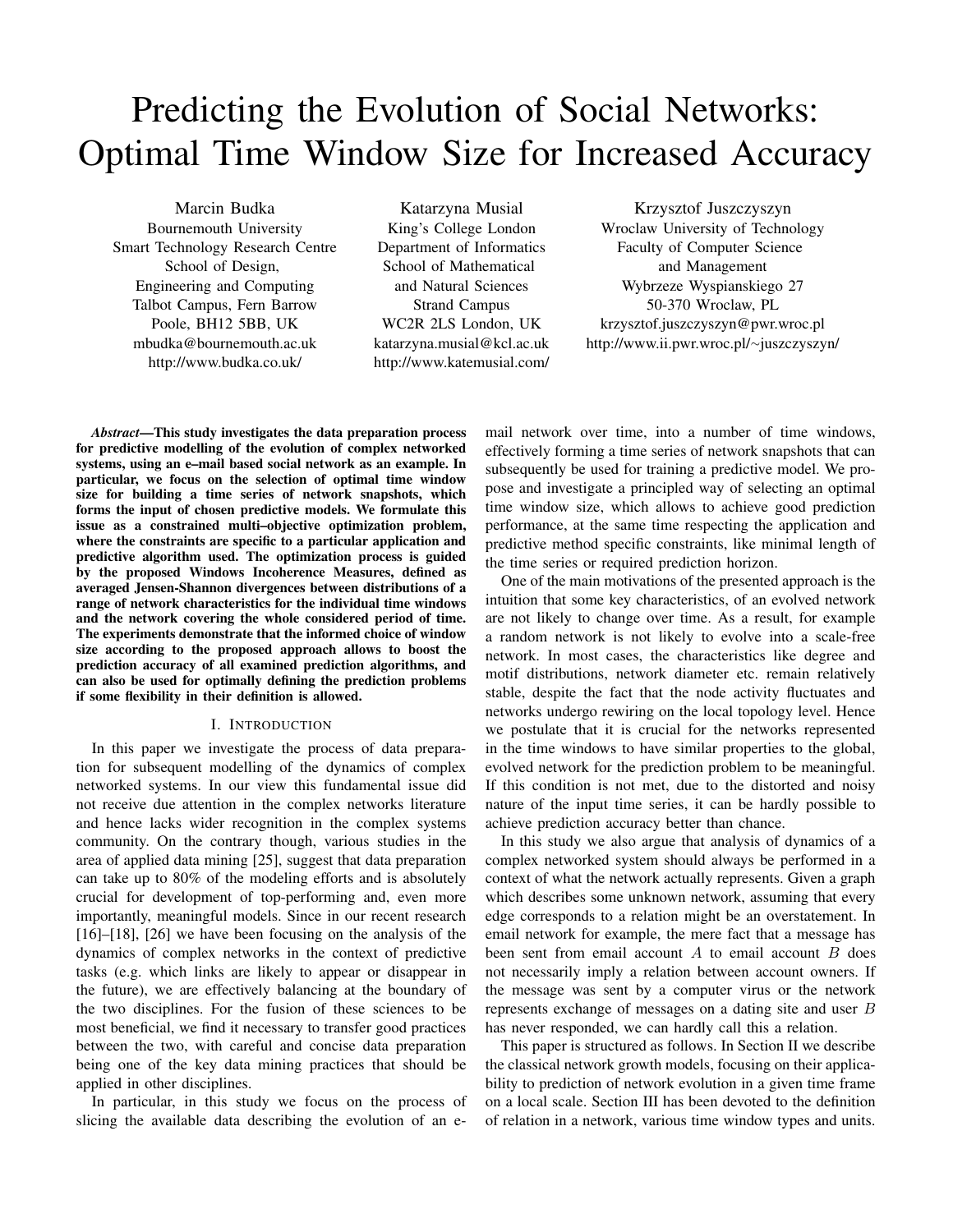# Predicting the Evolution of Social Networks: Optimal Time Window Size for Increased Accuracy

Marcin Budka
Bournemouth University
Smart Technology Research Centre
School of Design, Engineering and Computing
Talbot Campus, Fern Barrow
Poole, BH12 5BB, UK
mbudka@bournemouth.ac.uk
http://www.budka.co.uk/

Katarzyna Musial
King's College London
Department of Informatics
School of Mathematical and Natural Sciences
Strand Campus
WC2R 2LS London, UK
katarzyna.musial@kcl.ac.uk
http://www.katemusial.com/

Krzysztof Juszczyszyn
Wroclaw University of Technology
Faculty of Computer Science and Management
Wybrzeze Wyspianskiego 27
50-370 Wroclaw, PL
krzysztof.juszczyszyn@pwr.wroc.pl
http://www.ii.pwr.wroc.pl/~juszczyszyn/

***Abstract*—This study investigates the data preparation process for predictive modelling of the evolution of complex networked systems, using an e–mail based social network as an example. In particular, we focus on the selection of optimal time window size for building a time series of network snapshots, which forms the input of chosen predictive models. We formulate this issue as a constrained multi–objective optimization problem, where the constraints are specific to a particular application and predictive algorithm used. The optimization process is guided by the proposed Windows Incoherence Measures, defined as averaged Jensen-Shannon divergences between distributions of a range of network characteristics for the individual time windows and the network covering the whole considered period of time. The experiments demonstrate that the informed choice of window size according to the proposed approach allows to boost the prediction accuracy of all examined prediction algorithms, and can also be used for optimally defining the prediction problems if some flexibility in their definition is allowed.**

## I. Introduction

In this paper we investigate the process of data preparation for subsequent modelling of the dynamics of complex networked systems. In our view this fundamental issue did not receive due attention in the complex networks literature and hence lacks wider recognition in the complex systems community. On the contrary though, various studies in the area of applied data mining [25], suggest that data preparation can take up to 80% of the modeling efforts and is absolutely crucial for development of top-performing and, even more importantly, meaningful models. Since in our recent research [16]–[18], [26] we have been focusing on the analysis of the dynamics of complex networks in the context of predictive tasks (e.g. which links are likely to appear or disappear in the future), we are effectively balancing at the boundary of the two disciplines. For the fusion of these sciences to be most beneficial, we find it necessary to transfer good practices between the two, with careful and concise data preparation being one of the key data mining practices that should be applied in other disciplines.

In particular, in this study we focus on the process of slicing the available data describing the evolution of an e-mail network over time, into a number of time windows, effectively forming a time series of network snapshots that can subsequently be used for training a predictive model. We propose and investigate a principled way of selecting an optimal time window size, which allows to achieve good prediction performance, at the same time respecting the application and predictive method specific constraints, like minimal length of the time series or required prediction horizon.

One of the main motivations of the presented approach is the intuition that some key characteristics, of an evolved network are not likely to change over time. As a result, for example a random network is not likely to evolve into a scale-free network. In most cases, the characteristics like degree and motif distributions, network diameter etc. remain relatively stable, despite the fact that the node activity fluctuates and networks undergo rewiring on the local topology level. Hence we postulate that it is crucial for the networks represented in the time windows to have similar properties to the global, evolved network for the prediction problem to be meaningful. If this condition is not met, due to the distorted and noisy nature of the input time series, it can be hardly possible to achieve prediction accuracy better than chance.

In this study we also argue that analysis of dynamics of a complex networked system should always be performed in a context of what the network actually represents. Given a graph which describes some unknown network, assuming that every edge corresponds to a relation might be an overstatement. In email network for example, the mere fact that a message has been sent from email account $A$ to email account $B$ does not necessarily imply a relation between account owners. If the message was sent by a computer virus or the network represents exchange of messages on a dating site and user $B$ has never responded, we can hardly call this a relation.

This paper is structured as follows. In Section II we describe the classical network growth models, focusing on their applicability to prediction of network evolution in a given time frame on a local scale. Section III has been devoted to the definition of relation in a network, various time window types and units.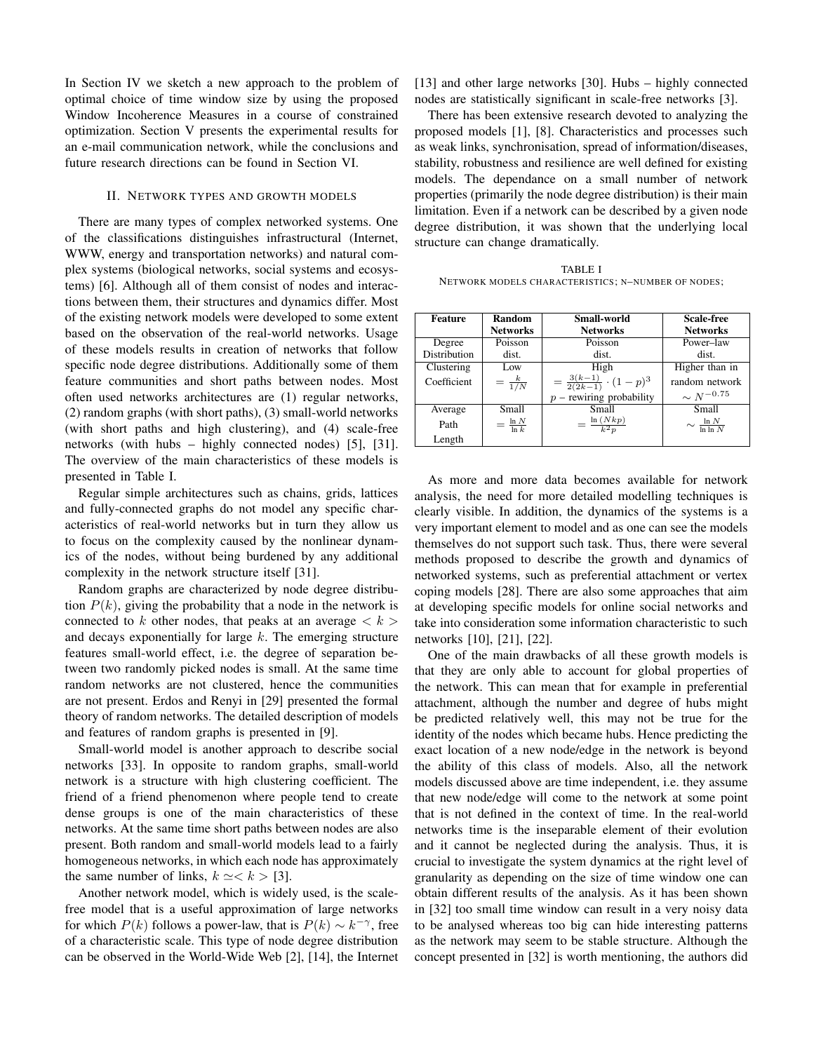In Section IV we sketch a new approach to the problem of optimal choice of time window size by using the proposed Window Incoherence Measures in a course of constrained optimization. Section V presents the experimental results for an e-mail communication network, while the conclusions and future research directions can be found in Section VI.

## II. Network types and growth models

There are many types of complex networked systems. One of the classifications distinguishes infrastructural (Internet, WWW, energy and transportation networks) and natural complex systems (biological networks, social systems and ecosystems) [6]. Although all of them consist of nodes and interactions between them, their structures and dynamics differ. Most of the existing network models were developed to some extent based on the observation of the real-world networks. Usage of these models results in creation of networks that follow specific node degree distributions. Additionally some of them feature communities and short paths between nodes. Most often used networks architectures are (1) regular networks, (2) random graphs (with short paths), (3) small-world networks (with short paths and high clustering), and (4) scale-free networks (with hubs – highly connected nodes) [5], [31]. The overview of the main characteristics of these models is presented in Table I.

Regular simple architectures such as chains, grids, lattices and fully-connected graphs do not model any specific characteristics of real-world networks but in turn they allow us to focus on the complexity caused by the nonlinear dynamics of the nodes, without being burdened by any additional complexity in the network structure itself [31].

Random graphs are characterized by node degree distribution $P(k)$, giving the probability that a node in the network is connected to $k$ other nodes, that peaks at an average $< k >$ and decays exponentially for large $k$. The emerging structure features small-world effect, i.e. the degree of separation between two randomly picked nodes is small. At the same time random networks are not clustered, hence the communities are not present. Erdos and Renyi in [29] presented the formal theory of random networks. The detailed description of models and features of random graphs is presented in [9].

Small-world model is another approach to describe social networks [33]. In opposite to random graphs, small-world network is a structure with high clustering coefficient. The friend of a friend phenomenon where people tend to create dense groups is one of the main characteristics of these networks. At the same time short paths between nodes are also present. Both random and small-world models lead to a fairly homogeneous networks, in which each node has approximately the same number of links, $k \simeq < k >$ [3].

Another network model, which is widely used, is the scale-free model that is a useful approximation of large networks for which $P(k)$ follows a power-law, that is $P(k) \sim k^{-\gamma}$, free of a characteristic scale. This type of node degree distribution can be observed in the World-Wide Web [2], [14], the Internet [13] and other large networks [30]. Hubs – highly connected nodes are statistically significant in scale-free networks [3].

There has been extensive research devoted to analyzing the proposed models [1], [8]. Characteristics and processes such as weak links, synchronisation, spread of information/diseases, stability, robustness and resilience are well defined for existing models. The dependance on a small number of network properties (primarily the node degree distribution) is their main limitation. Even if a network can be described by a given node degree distribution, it was shown that the underlying local structure can change dramatically.

TABLE I
Network models characteristics; N–number of nodes;

| Feature | Random Networks | Small-world Networks | Scale-free Networks |
|---|---|---|---|
| Degree Distribution | Poisson dist. | Poisson dist. | Power–law dist. |
| Clustering Coefficient | Low $= \frac{k}{1/N}$ | High $= \frac{3(k-1)}{2(2k-1)} \cdot (1-p)^3$ $p$ – rewiring probability | Higher than in random network $\sim N^{-0.75}$ |
| Average Path Length | Small $= \frac{\ln N}{\ln k}$ | Small $= \frac{\ln (Nkp)}{k^2 p}$ | Small $\sim \frac{\ln N}{\ln \ln N}$ |

As more and more data becomes available for network analysis, the need for more detailed modelling techniques is clearly visible. In addition, the dynamics of the systems is a very important element to model and as one can see the models themselves do not support such task. Thus, there were several methods proposed to describe the growth and dynamics of networked systems, such as preferential attachment or vertex coping models [28]. There are also some approaches that aim at developing specific models for online social networks and take into consideration some information characteristic to such networks [10], [21], [22].

One of the main drawbacks of all these growth models is that they are only able to account for global properties of the network. This can mean that for example in preferential attachment, although the number and degree of hubs might be predicted relatively well, this may not be true for the identity of the nodes which became hubs. Hence predicting the exact location of a new node/edge in the network is beyond the ability of this class of models. Also, all the network models discussed above are time independent, i.e. they assume that new node/edge will come to the network at some point that is not defined in the context of time. In the real-world networks time is the inseparable element of their evolution and it cannot be neglected during the analysis. Thus, it is crucial to investigate the system dynamics at the right level of granularity as depending on the size of time window one can obtain different results of the analysis. As it has been shown in [32] too small time window can result in a very noisy data to be analysed whereas too big can hide interesting patterns as the network may seem to be stable structure. Although the concept presented in [32] is worth mentioning, the authors did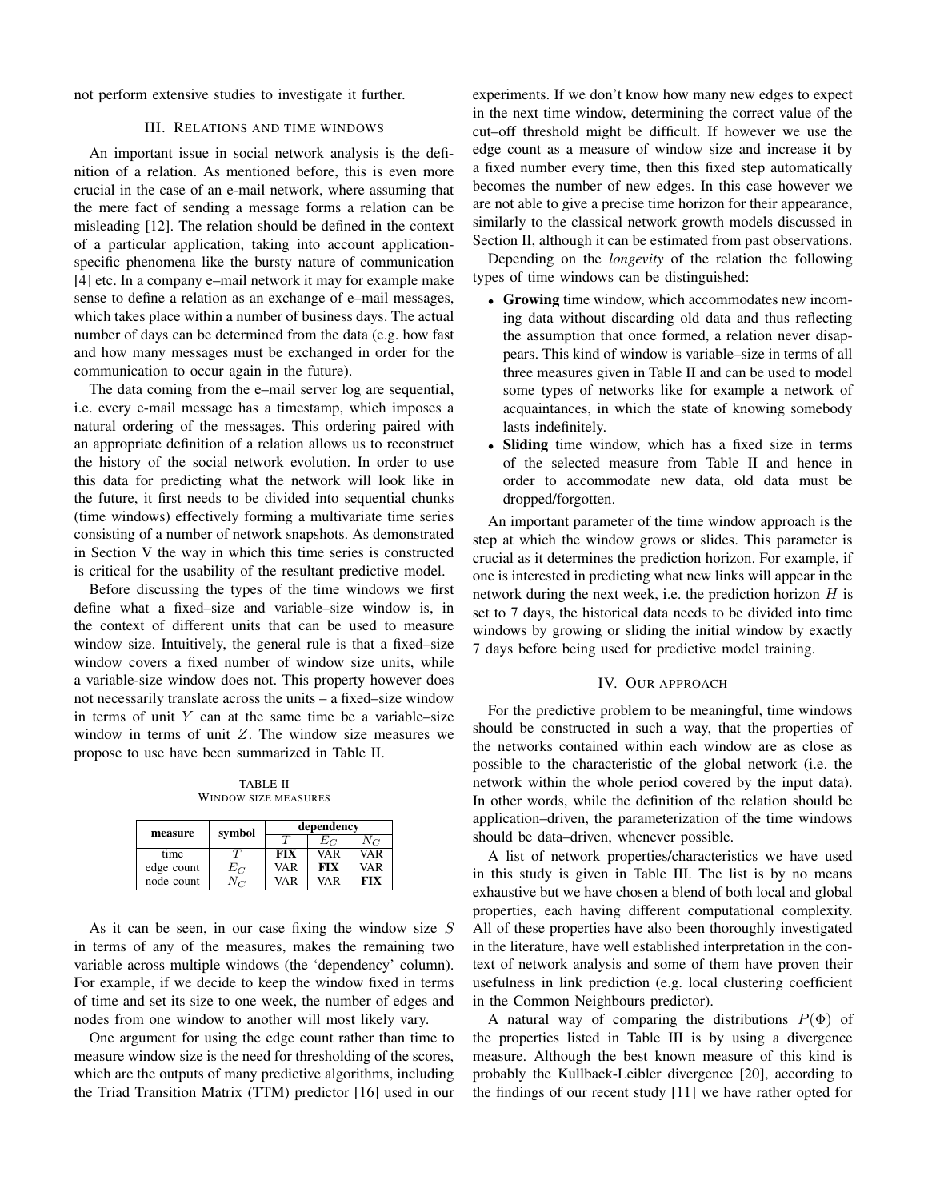not perform extensive studies to investigate it further.

## III. Relations and time windows

An important issue in social network analysis is the definition of a relation. As mentioned before, this is even more crucial in the case of an e-mail network, where assuming that the mere fact of sending a message forms a relation can be misleading [12]. The relation should be defined in the context of a particular application, taking into account application-specific phenomena like the bursty nature of communication [4] etc. In a company e–mail network it may for example make sense to define a relation as an exchange of e–mail messages, which takes place within a number of business days. The actual number of days can be determined from the data (e.g. how fast and how many messages must be exchanged in order for the communication to occur again in the future).

The data coming from the e–mail server log are sequential, i.e. every e-mail message has a timestamp, which imposes a natural ordering of the messages. This ordering paired with an appropriate definition of a relation allows us to reconstruct the history of the social network evolution. In order to use this data for predicting what the network will look like in the future, it first needs to be divided into sequential chunks (time windows) effectively forming a multivariate time series consisting of a number of network snapshots. As demonstrated in Section V the way in which this time series is constructed is critical for the usability of the resultant predictive model.

Before discussing the types of the time windows we first define what a fixed–size and variable–size window is, in the context of different units that can be used to measure window size. Intuitively, the general rule is that a fixed–size window covers a fixed number of window size units, while a variable-size window does not. This property however does not necessarily translate across the units – a fixed–size window in terms of unit $Y$ can at the same time be a variable–size window in terms of unit $Z$. The window size measures we propose to use have been summarized in Table II.

TABLE II
Window size measures

| measure | symbol | dependency | | |
|---|---|---|---|---|
| | | $T$ | $E_C$ | $N_C$ |
| time | $T$ | **FIX** | VAR | VAR |
| edge count | $E_C$ | VAR | **FIX** | VAR |
| node count | $N_C$ | VAR | VAR | **FIX** |

As it can be seen, in our case fixing the window size $S$ in terms of any of the measures, makes the remaining two variable across multiple windows (the 'dependency' column). For example, if we decide to keep the window fixed in terms of time and set its size to one week, the number of edges and nodes from one window to another will most likely vary.

One argument for using the edge count rather than time to measure window size is the need for thresholding of the scores, which are the outputs of many predictive algorithms, including the Triad Transition Matrix (TTM) predictor [16] used in our experiments. If we don't know how many new edges to expect in the next time window, determining the correct value of the cut–off threshold might be difficult. If however we use the edge count as a measure of window size and increase it by a fixed number every time, then this fixed step automatically becomes the number of new edges. In this case however we are not able to give a precise time horizon for their appearance, similarly to the classical network growth models discussed in Section II, although it can be estimated from past observations.

Depending on the *longevity* of the relation the following types of time windows can be distinguished:

- **Growing** time window, which accommodates new incoming data without discarding old data and thus reflecting the assumption that once formed, a relation never disappears. This kind of window is variable–size in terms of all three measures given in Table II and can be used to model some types of networks like for example a network of acquaintances, in which the state of knowing somebody lasts indefinitely.
- **Sliding** time window, which has a fixed size in terms of the selected measure from Table II and hence in order to accommodate new data, old data must be dropped/forgotten.

An important parameter of the time window approach is the step at which the window grows or slides. This parameter is crucial as it determines the prediction horizon. For example, if one is interested in predicting what new links will appear in the network during the next week, i.e. the prediction horizon $H$ is set to 7 days, the historical data needs to be divided into time windows by growing or sliding the initial window by exactly 7 days before being used for predictive model training.

## IV. Our approach

For the predictive problem to be meaningful, time windows should be constructed in such a way, that the properties of the networks contained within each window are as close as possible to the characteristic of the global network (i.e. the network within the whole period covered by the input data). In other words, while the definition of the relation should be application–driven, the parameterization of the time windows should be data–driven, whenever possible.

A list of network properties/characteristics we have used in this study is given in Table III. The list is by no means exhaustive but we have chosen a blend of both local and global properties, each having different computational complexity. All of these properties have also been thoroughly investigated in the literature, have well established interpretation in the context of network analysis and some of them have proven their usefulness in link prediction (e.g. local clustering coefficient in the Common Neighbours predictor).

A natural way of comparing the distributions $P(\Phi)$ of the properties listed in Table III is by using a divergence measure. Although the best known measure of this kind is probably the Kullback-Leibler divergence [20], according to the findings of our recent study [11] we have rather opted for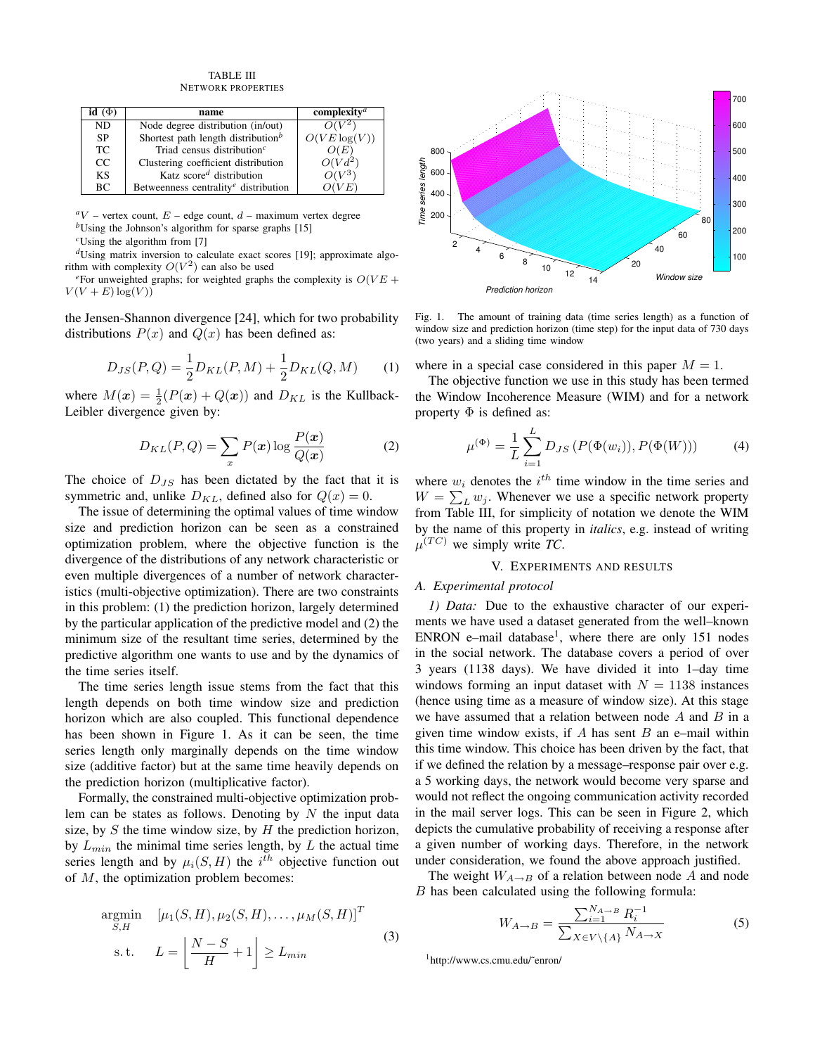TABLE III
NETWORK PROPERTIES

| id (Φ) | name | complexity[a] |
|---|---|---|
| ND | Node degree distribution (in/out) | $O(V^2)$ |
| SP | Shortest path length distribution[b] | $O(VE\log(V))$ |
| TC | Triad census distribution[c] | $O(E)$ |
| CC | Clustering coefficient distribution | $O(Vd^2)$ |
| KS | Katz score[d] distribution | $O(V^3)$ |
| BC | Betweenness centrality[e] distribution | $O(VE)$ |

[a] $V$ – vertex count, $E$ – edge count, $d$ – maximum vertex degree
[b] Using the Johnson's algorithm for sparse graphs [15]
[c] Using the algorithm from [7]
[d] Using matrix inversion to calculate exact scores [19]; approximate algorithm with complexity $O(V^2)$ can also be used
[e] For unweighted graphs; for weighted graphs the complexity is $O(VE + V(V+E)\log(V))$

the Jensen-Shannon divergence [24], which for two probability distributions $P(x)$ and $Q(x)$ has been defined as:

$$D_{JS}(P,Q) = \frac{1}{2}D_{KL}(P,M) + \frac{1}{2}D_{KL}(Q,M) \tag{1}$$

where $M(\boldsymbol{x}) = \frac{1}{2}(P(\boldsymbol{x}) + Q(\boldsymbol{x}))$ and $D_{KL}$ is the Kullback-Leibler divergence given by:

$$D_{KL}(P,Q) = \sum_{x} P(\boldsymbol{x}) \log \frac{P(\boldsymbol{x})}{Q(\boldsymbol{x})} \tag{2}$$

The choice of $D_{JS}$ has been dictated by the fact that it is symmetric and, unlike $D_{KL}$, defined also for $Q(x) = 0$.

The issue of determining the optimal values of time window size and prediction horizon can be seen as a constrained optimization problem, where the objective function is the divergence of the distributions of any network characteristic or even multiple divergences of a number of network characteristics (multi-objective optimization). There are two constraints in this problem: (1) the prediction horizon, largely determined by the particular application of the predictive model and (2) the minimum size of the resultant time series, determined by the predictive algorithm one wants to use and by the dynamics of the time series itself.

The time series length issue stems from the fact that this length depends on both time window size and prediction horizon which are also coupled. This functional dependence has been shown in Figure 1. As it can be seen, the time series length only marginally depends on the time window size (additive factor) but at the same time heavily depends on the prediction horizon (multiplicative factor).

Formally, the constrained multi-objective optimization problem can be states as follows. Denoting by $N$ the input data size, by $S$ the time window size, by $H$ the prediction horizon, by $L_{min}$ the minimal time series length, by $L$ the actual time series length and by $\mu_i(S,H)$ the $i^{th}$ objective function out of $M$, the optimization problem becomes:

$$\begin{aligned} \underset{S,H}{\operatorname{argmin}} \quad & [\mu_1(S,H), \mu_2(S,H), \ldots, \mu_M(S,H)]^T \\ \text{s.t.} \quad & L = \left\lfloor \frac{N-S}{H} + 1 \right\rfloor \geq L_{min} \end{aligned} \tag{3}$$

Fig. 1. The amount of training data (time series length) as a function of window size and prediction horizon (time step) for the input data of 730 days (two years) and a sliding time window

where in a special case considered in this paper $M = 1$.

The objective function we use in this study has been termed the Window Incoherence Measure (WIM) and for a network property $\Phi$ is defined as:

$$\mu^{(\Phi)} = \frac{1}{L}\sum_{i=1}^{L} D_{JS}\left(P(\Phi(w_i)), P(\Phi(W))\right) \tag{4}$$

where $w_i$ denotes the $i^{th}$ time window in the time series and $W = \sum_L w_j$. Whenever we use a specific network property from Table III, for simplicity of notation we denote the WIM by the name of this property in *italics*, e.g. instead of writing $\mu^{(TC)}$ we simply write *TC*.

## V. EXPERIMENTS AND RESULTS

### A. Experimental protocol

*1) Data:* Due to the exhaustive character of our experiments we have used a dataset generated from the well–known ENRON e–mail database[1], where there are only 151 nodes in the social network. The database covers a period of over 3 years (1138 days). We have divided it into 1–day time windows forming an input dataset with $N = 1138$ instances (hence using time as a measure of window size). At this stage we have assumed that a relation between node $A$ and $B$ in a given time window exists, if $A$ has sent $B$ an e–mail within this time window. This choice has been driven by the fact, that if we defined the relation by a message–response pair over e.g. a 5 working days, the network would become very sparse and would not reflect the ongoing communication activity recorded in the mail server logs. This can be seen in Figure 2, which depicts the cumulative probability of receiving a response after a given number of working days. Therefore, in the network under consideration, we found the above approach justified.

The weight $W_{A\to B}$ of a relation between node $A$ and node $B$ has been calculated using the following formula:

$$W_{A\to B} = \frac{\sum_{i=1}^{N_{A\to B}} R_i^{-1}}{\sum_{X\in V\setminus\{A\}} N_{A\to X}} \tag{5}$$

[1] http://www.cs.cmu.edu/~enron/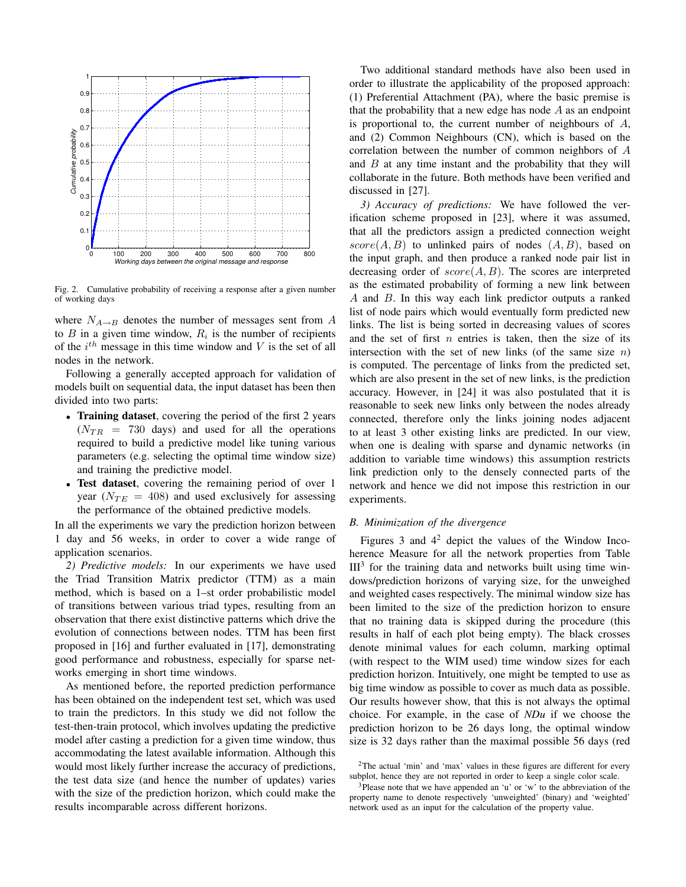Fig. 2. Cumulative probability of receiving a response after a given number of working days

where $N_{A \to B}$ denotes the number of messages sent from $A$ to $B$ in a given time window, $R_i$ is the number of recipients of the $i^{th}$ message in this time window and $V$ is the set of all nodes in the network.

Following a generally accepted approach for validation of models built on sequential data, the input dataset has been then divided into two parts:

- **Training dataset**, covering the period of the first 2 years ($N_{TR} = 730$ days) and used for all the operations required to build a predictive model like tuning various parameters (e.g. selecting the optimal time window size) and training the predictive model.
- **Test dataset**, covering the remaining period of over 1 year ($N_{TE} = 408$) and used exclusively for assessing the performance of the obtained predictive models.

In all the experiments we vary the prediction horizon between 1 day and 56 weeks, in order to cover a wide range of application scenarios.

*2) Predictive models:* In our experiments we have used the Triad Transition Matrix predictor (TTM) as a main method, which is based on a 1–st order probabilistic model of transitions between various triad types, resulting from an observation that there exist distinctive patterns which drive the evolution of connections between nodes. TTM has been first proposed in [16] and further evaluated in [17], demonstrating good performance and robustness, especially for sparse networks emerging in short time windows.

As mentioned before, the reported prediction performance has been obtained on the independent test set, which was used to train the predictors. In this study we did not follow the test-then-train protocol, which involves updating the predictive model after casting a prediction for a given time window, thus accommodating the latest available information. Although this would most likely further increase the accuracy of predictions, the test data size (and hence the number of updates) varies with the size of the prediction horizon, which could make the results incomparable across different horizons.

Two additional standard methods have also been used in order to illustrate the applicability of the proposed approach: (1) Preferential Attachment (PA), where the basic premise is that the probability that a new edge has node $A$ as an endpoint is proportional to, the current number of neighbours of $A$, and (2) Common Neighbours (CN), which is based on the correlation between the number of common neighbors of $A$ and $B$ at any time instant and the probability that they will collaborate in the future. Both methods have been verified and discussed in [27].

*3) Accuracy of predictions:* We have followed the verification scheme proposed in [23], where it was assumed, that all the predictors assign a predicted connection weight $score(A, B)$ to unlinked pairs of nodes $(A, B)$, based on the input graph, and then produce a ranked node pair list in decreasing order of $score(A, B)$. The scores are interpreted as the estimated probability of forming a new link between $A$ and $B$. In this way each link predictor outputs a ranked list of node pairs which would eventually form predicted new links. The list is being sorted in decreasing values of scores and the set of first $n$ entries is taken, then the size of its intersection with the set of new links (of the same size $n$) is computed. The percentage of links from the predicted set, which are also present in the set of new links, is the prediction accuracy. However, in [24] it was also postulated that it is reasonable to seek new links only between the nodes already connected, therefore only the links joining nodes adjacent to at least 3 other existing links are predicted. In our view, when one is dealing with sparse and dynamic networks (in addition to variable time windows) this assumption restricts link prediction only to the densely connected parts of the network and hence we did not impose this restriction in our experiments.

### B. Minimization of the divergence

Figures 3 and 4[2] depict the values of the Window Incoherence Measure for all the network properties from Table III[3] for the training data and networks built using time windows/prediction horizons of varying size, for the unweighed and weighted cases respectively. The minimal window size has been limited to the size of the prediction horizon to ensure that no training data is skipped during the procedure (this results in half of each plot being empty). The black crosses denote minimal values for each column, marking optimal (with respect to the WIM used) time window sizes for each prediction horizon. Intuitively, one might be tempted to use as big time window as possible to cover as much data as possible. Our results however show, that this is not always the optimal choice. For example, in the case of *NDu* if we choose the prediction horizon to be 26 days long, the optimal window size is 32 days rather than the maximal possible 56 days (red

[2] The actual 'min' and 'max' values in these figures are different for every subplot, hence they are not reported in order to keep a single color scale.

[3] Please note that we have appended an 'u' or 'w' to the abbreviation of the property name to denote respectively 'unweighted' (binary) and 'weighted' network used as an input for the calculation of the property value.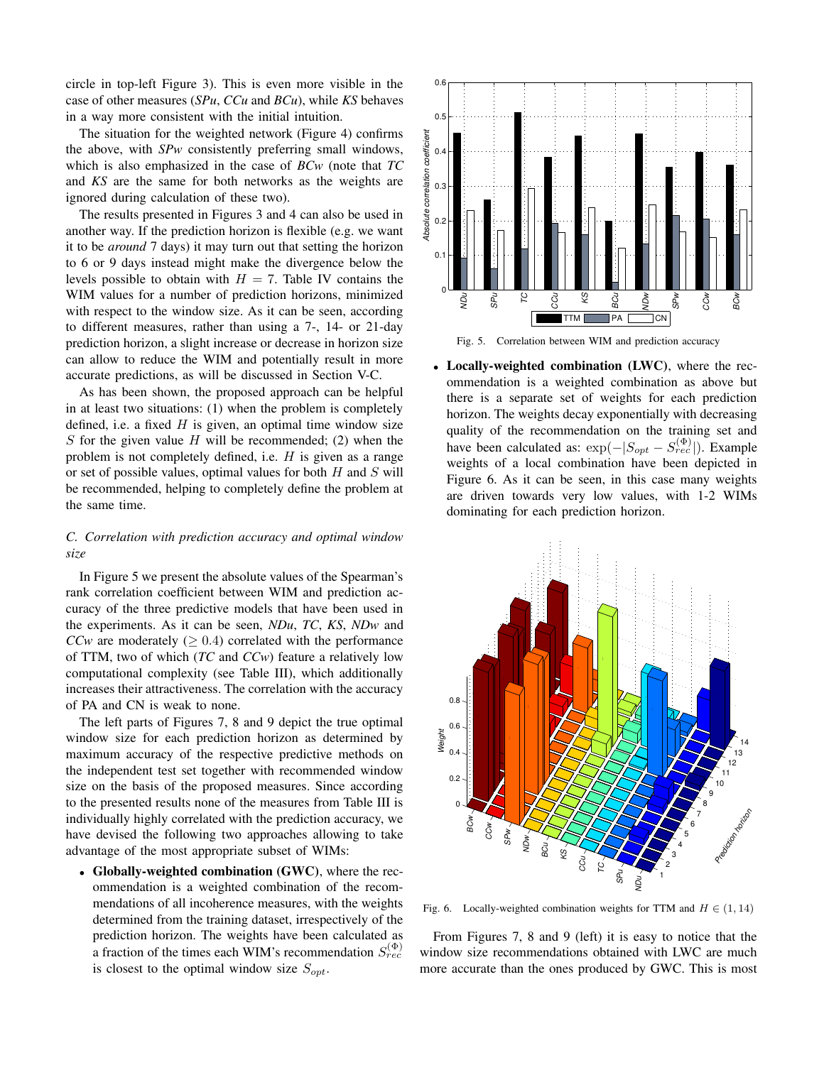circle in top-left Figure 3). This is even more visible in the case of other measures (*SPu*, *CCu* and *BCu*), while *KS* behaves in a way more consistent with the initial intuition.

The situation for the weighted network (Figure 4) confirms the above, with *SPw* consistently preferring small windows, which is also emphasized in the case of *BCw* (note that *TC* and *KS* are the same for both networks as the weights are ignored during calculation of these two).

The results presented in Figures 3 and 4 can also be used in another way. If the prediction horizon is flexible (e.g. we want it to be *around* 7 days) it may turn out that setting the horizon to 6 or 9 days instead might make the divergence below the levels possible to obtain with $H = 7$. Table IV contains the WIM values for a number of prediction horizons, minimized with respect to the window size. As it can be seen, according to different measures, rather than using a 7-, 14- or 21-day prediction horizon, a slight increase or decrease in horizon size can allow to reduce the WIM and potentially result in more accurate predictions, as will be discussed in Section V-C.

As has been shown, the proposed approach can be helpful in at least two situations: (1) when the problem is completely defined, i.e. a fixed $H$ is given, an optimal time window size $S$ for the given value $H$ will be recommended; (2) when the problem is not completely defined, i.e. $H$ is given as a range or set of possible values, optimal values for both $H$ and $S$ will be recommended, helping to completely define the problem at the same time.

### C. Correlation with prediction accuracy and optimal window size

In Figure 5 we present the absolute values of the Spearman's rank correlation coefficient between WIM and prediction accuracy of the three predictive models that have been used in the experiments. As it can be seen, *NDu*, *TC*, *KS*, *NDw* and *CCw* are moderately ($\geq 0.4$) correlated with the performance of TTM, two of which (*TC* and *CCw*) feature a relatively low computational complexity (see Table III), which additionally increases their attractiveness. The correlation with the accuracy of PA and CN is weak to none.

The left parts of Figures 7, 8 and 9 depict the true optimal window size for each prediction horizon as determined by maximum accuracy of the respective predictive methods on the independent test set together with recommended window size on the basis of the proposed measures. Since according to the presented results none of the measures from Table III is individually highly correlated with the prediction accuracy, we have devised the following two approaches allowing to take advantage of the most appropriate subset of WIMs:

- **Globally-weighted combination (GWC)**, where the recommendation is a weighted combination of the recommendations of all incoherence measures, with the weights determined from the training dataset, irrespectively of the prediction horizon. The weights have been calculated as a fraction of the times each WIM's recommendation $S_{rec}^{(\Phi)}$ is closest to the optimal window size $S_{opt}$.

Fig. 5. Correlation between WIM and prediction accuracy

- **Locally-weighted combination (LWC)**, where the recommendation is a weighted combination as above but there is a separate set of weights for each prediction horizon. The weights decay exponentially with decreasing quality of the recommendation on the training set and have been calculated as: $\exp(-|S_{opt} - S_{rec}^{(\Phi)}|)$. Example weights of a local combination have been depicted in Figure 6. As it can be seen, in this case many weights are driven towards very low values, with 1-2 WIMs dominating for each prediction horizon.

Fig. 6. Locally-weighted combination weights for TTM and $H \in (1, 14)$

From Figures 7, 8 and 9 (left) it is easy to notice that the window size recommendations obtained with LWC are much more accurate than the ones produced by GWC. This is most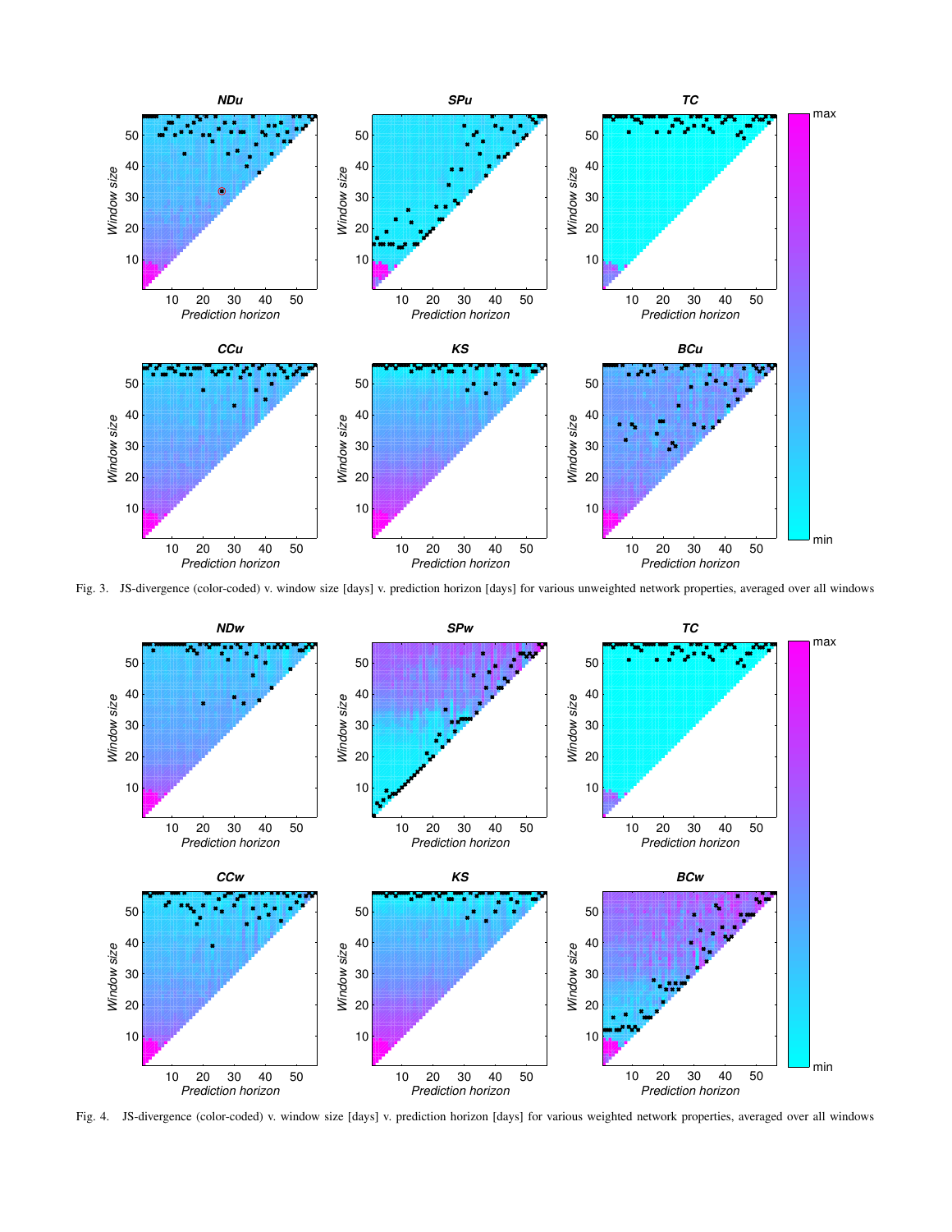Fig. 3. JS-divergence (color-coded) v. window size [days] v. prediction horizon [days] for various unweighted network properties, averaged over all windows

Fig. 4. JS-divergence (color-coded) v. window size [days] v. prediction horizon [days] for various weighted network properties, averaged over all windows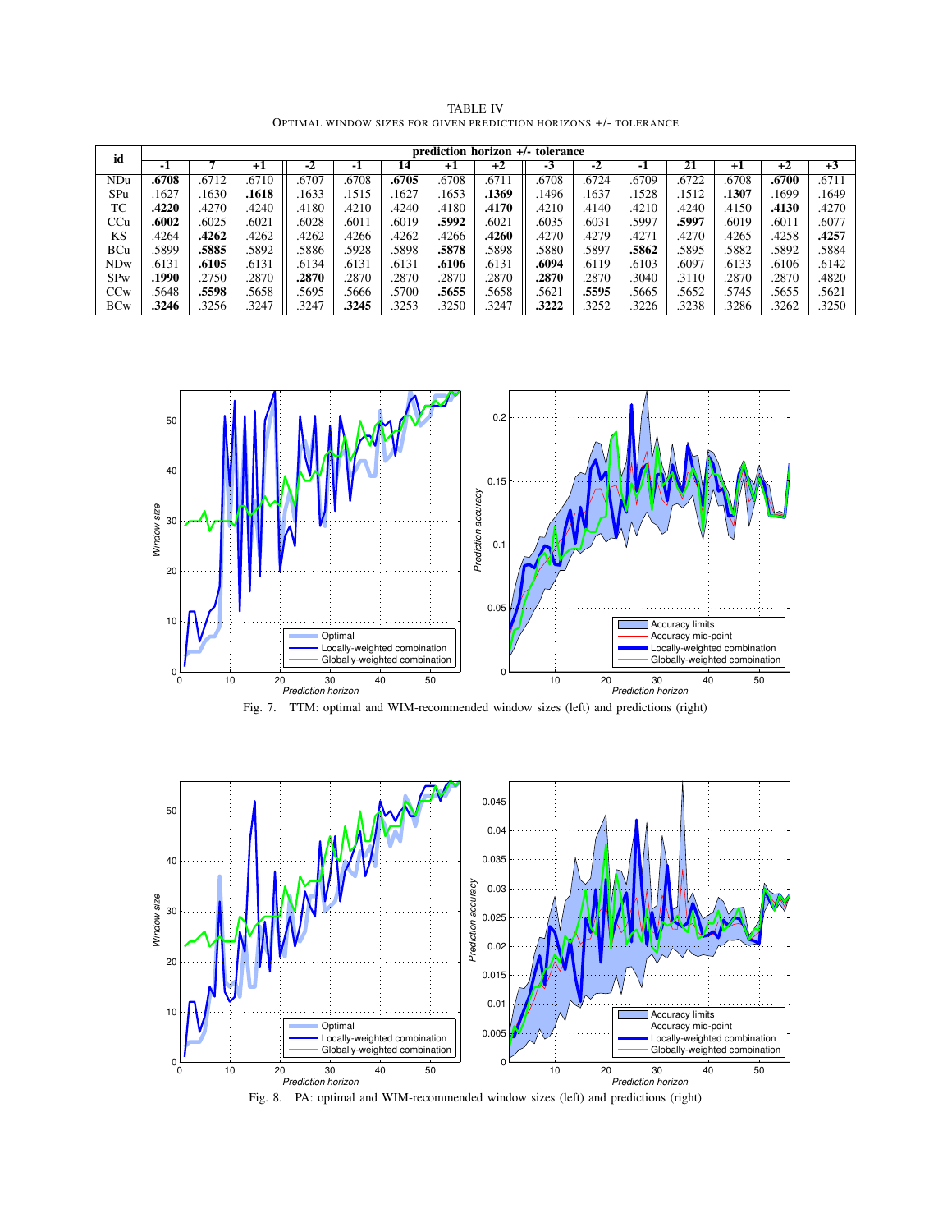TABLE IV
OPTIMAL WINDOW SIZES FOR GIVEN PREDICTION HORIZONS +/- TOLERANCE

| id | prediction horizon +/- tolerance | | | | | | | | | | | | | | | |
|---|---|---|---|---|---|---|---|---|---|---|---|---|---|---|---|---|
| | -1 | 7 | +1 | -2 | -1 | 14 | +1 | +2 | -3 | -2 | -1 | 21 | +1 | +2 | +3 |
| NDu | **.6708** | .6712 | .6710 | .6707 | .6708 | **.6705** | .6708 | .6711 | .6708 | .6724 | .6709 | .6722 | .6708 | **.6700** | .6711 |
| SPu | .1627 | .1630 | **.1618** | .1633 | .1515 | .1627 | .1653 | **.1369** | .1496 | .1637 | .1528 | .1512 | **.1307** | .1699 | .1649 |
| TC | **.4220** | .4270 | .4240 | .4180 | .4210 | .4240 | .4180 | **.4170** | .4210 | .4140 | .4210 | .4240 | .4150 | **.4130** | .4270 |
| CCu | **.6002** | .6025 | .6021 | .6028 | .6011 | .6019 | **.5992** | .6021 | .6035 | .6031 | .5997 | **.5997** | .6019 | .6011 | .6077 |
| KS | .4264 | **.4262** | .4262 | .4262 | .4266 | .4262 | .4266 | **.4260** | .4270 | .4279 | .4271 | .4270 | .4265 | .4258 | **.4257** |
| BCu | .5899 | **.5885** | .5892 | .5886 | .5928 | .5898 | **.5878** | .5898 | .5880 | .5897 | **.5862** | .5895 | .5882 | .5892 | .5884 |
| NDw | .6131 | **.6105** | .6131 | .6134 | .6131 | .6131 | **.6106** | .6131 | **.6094** | .6119 | .6103 | .6097 | .6133 | .6106 | .6142 |
| SPw | **.1990** | .2750 | .2870 | **.2870** | .2870 | .2870 | .2870 | .2870 | **.2870** | .2870 | .3040 | .3110 | .2870 | .2870 | .4820 |
| CCw | .5648 | **.5598** | .5658 | .5695 | .5666 | .5700 | **.5655** | .5658 | .5621 | **.5595** | .5665 | .5652 | .5745 | .5655 | .5621 |
| BCw | **.3246** | .3256 | .3247 | .3247 | **.3245** | .3253 | .3250 | .3247 | **.3222** | .3252 | .3226 | .3238 | .3286 | .3262 | .3250 |

Fig. 7. TTM: optimal and WIM-recommended window sizes (left) and predictions (right)

Fig. 8. PA: optimal and WIM-recommended window sizes (left) and predictions (right)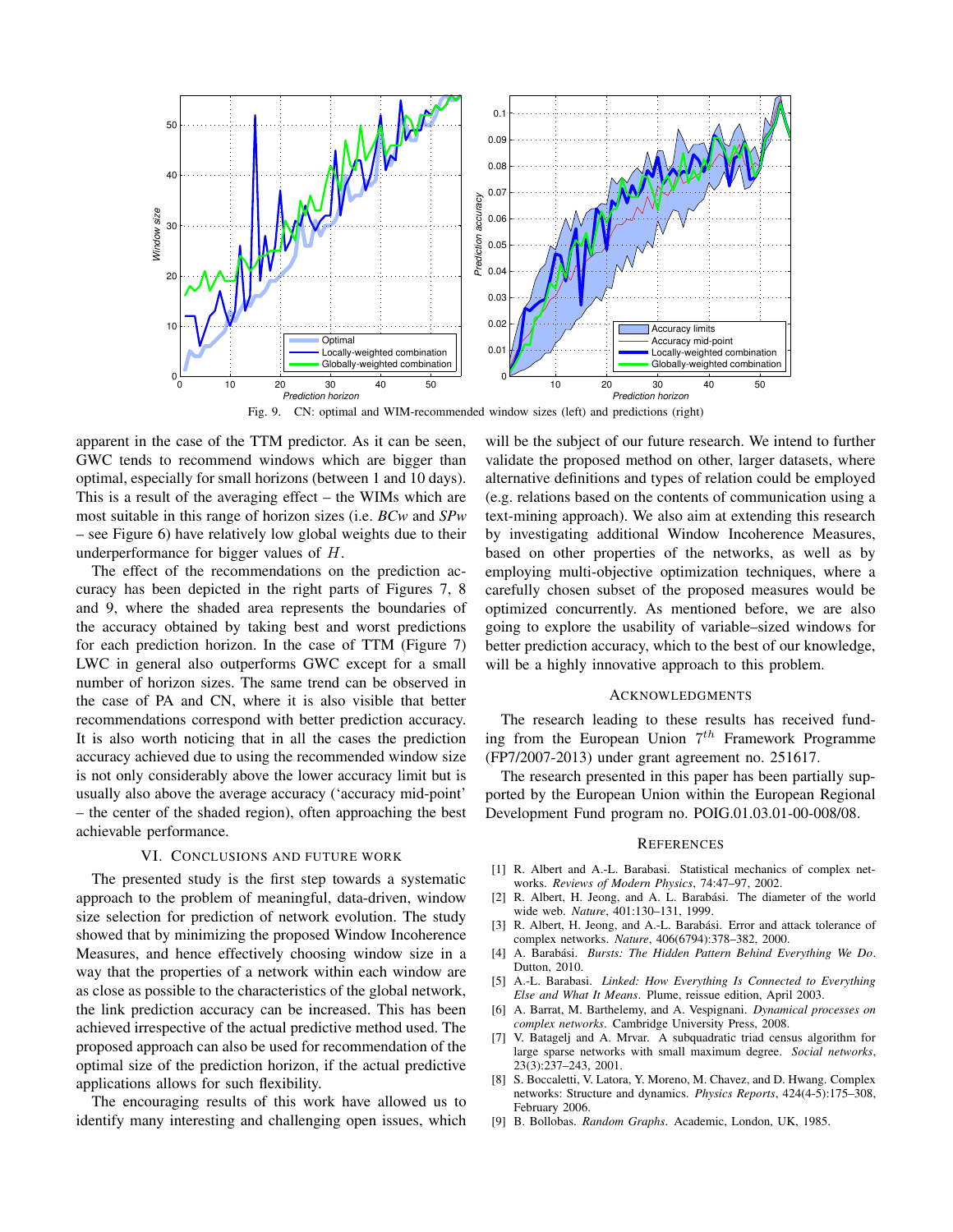Fig. 9. CN: optimal and WIM-recommended window sizes (left) and predictions (right)

apparent in the case of the TTM predictor. As it can be seen, GWC tends to recommend windows which are bigger than optimal, especially for small horizons (between 1 and 10 days). This is a result of the averaging effect – the WIMs which are most suitable in this range of horizon sizes (i.e. *BCw* and *SPw* – see Figure 6) have relatively low global weights due to their underperformance for bigger values of $H$.

The effect of the recommendations on the prediction accuracy has been depicted in the right parts of Figures 7, 8 and 9, where the shaded area represents the boundaries of the accuracy obtained by taking best and worst predictions for each prediction horizon. In the case of TTM (Figure 7) LWC in general also outperforms GWC except for a small number of horizon sizes. The same trend can be observed in the case of PA and CN, where it is also visible that better recommendations correspond with better prediction accuracy. It is also worth noticing that in all the cases the prediction accuracy achieved due to using the recommended window size is not only considerably above the lower accuracy limit but is usually also above the average accuracy ('accuracy mid-point' – the center of the shaded region), often approaching the best achievable performance.

## VI. Conclusions and Future Work

The presented study is the first step towards a systematic approach to the problem of meaningful, data-driven, window size selection for prediction of network evolution. The study showed that by minimizing the proposed Window Incoherence Measures, and hence effectively choosing window size in a way that the properties of a network within each window are as close as possible to the characteristics of the global network, the link prediction accuracy can be increased. This has been achieved irrespective of the actual predictive method used. The proposed approach can also be used for recommendation of the optimal size of the prediction horizon, if the actual predictive applications allows for such flexibility.

The encouraging results of this work have allowed us to identify many interesting and challenging open issues, which will be the subject of our future research. We intend to further validate the proposed method on other, larger datasets, where alternative definitions and types of relation could be employed (e.g. relations based on the contents of communication using a text-mining approach). We also aim at extending this research by investigating additional Window Incoherence Measures, based on other properties of the networks, as well as by employing multi-objective optimization techniques, where a carefully chosen subset of the proposed measures would be optimized concurrently. As mentioned before, we are also going to explore the usability of variable–sized windows for better prediction accuracy, which to the best of our knowledge, will be a highly innovative approach to this problem.

## Acknowledgments

The research leading to these results has received funding from the European Union $7^{th}$ Framework Programme (FP7/2007-2013) under grant agreement no. 251617.

The research presented in this paper has been partially supported by the European Union within the European Regional Development Fund program no. POIG.01.03.01-00-008/08.

## References

[1] R. Albert and A.-L. Barabasi. Statistical mechanics of complex networks. *Reviews of Modern Physics*, 74:47–97, 2002.

[2] R. Albert, H. Jeong, and A. L. Barabási. The diameter of the world wide web. *Nature*, 401:130–131, 1999.

[3] R. Albert, H. Jeong, and A.-L. Barabási. Error and attack tolerance of complex networks. *Nature*, 406(6794):378–382, 2000.

[4] A. Barabási. *Bursts: The Hidden Pattern Behind Everything We Do*. Dutton, 2010.

[5] A.-L. Barabasi. *Linked: How Everything Is Connected to Everything Else and What It Means*. Plume, reissue edition, April 2003.

[6] A. Barrat, M. Barthelemy, and A. Vespignani. *Dynamical processes on complex networks*. Cambridge University Press, 2008.

[7] V. Batagelj and A. Mrvar. A subquadratic triad census algorithm for large sparse networks with small maximum degree. *Social networks*, 23(3):237–243, 2001.

[8] S. Boccaletti, V. Latora, Y. Moreno, M. Chavez, and D. Hwang. Complex networks: Structure and dynamics. *Physics Reports*, 424(4-5):175–308, February 2006.

[9] B. Bollobas. *Random Graphs*. Academic, London, UK, 1985.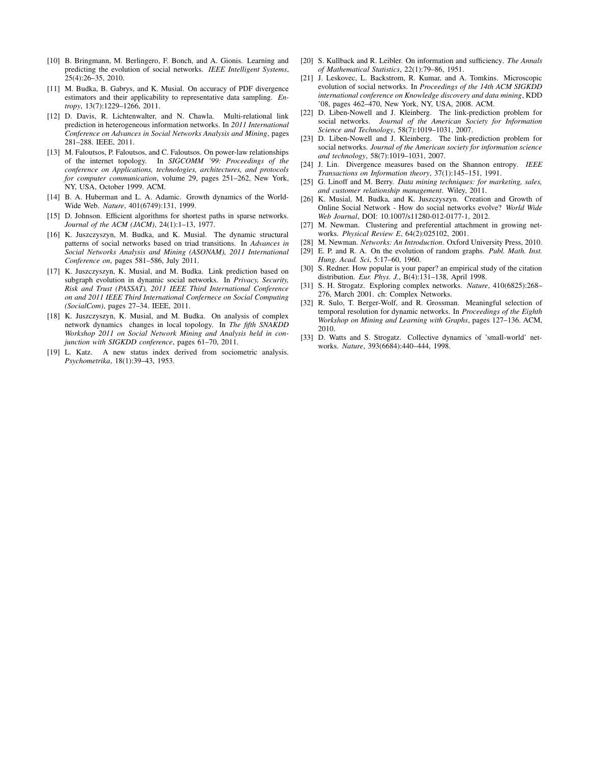[10] B. Bringmann, M. Berlingero, F. Bonch, and A. Gionis. Learning and predicting the evolution of social networks. *IEEE Intelligent Systems*, 25(4):26–35, 2010.

[11] M. Budka, B. Gabrys, and K. Musial. On accuracy of PDF divergence estimators and their applicability to representative data sampling. *Entropy*, 13(7):1229–1266, 2011.

[12] D. Davis, R. Lichtenwalter, and N. Chawla. Multi-relational link prediction in heterogeneous information networks. In *2011 International Conference on Advances in Social Networks Analysis and Mining*, pages 281–288. IEEE, 2011.

[13] M. Faloutsos, P. Faloutsos, and C. Faloutsos. On power-law relationships of the internet topology. In *SIGCOMM '99: Proceedings of the conference on Applications, technologies, architectures, and protocols for computer communication*, volume 29, pages 251–262, New York, NY, USA, October 1999. ACM.

[14] B. A. Huberman and L. A. Adamic. Growth dynamics of the World-Wide Web. *Nature*, 401(6749):131, 1999.

[15] D. Johnson. Efficient algorithms for shortest paths in sparse networks. *Journal of the ACM (JACM)*, 24(1):1–13, 1977.

[16] K. Juszczyszyn, M. Budka, and K. Musial. The dynamic structural patterns of social networks based on triad transitions. In *Advances in Social Networks Analysis and Mining (ASONAM), 2011 International Conference on*, pages 581–586, July 2011.

[17] K. Juszczyszyn, K. Musial, and M. Budka. Link prediction based on subgraph evolution in dynamic social networks. In *Privacy, Security, Risk and Trust (PASSAT), 2011 IEEE Third International Conference on and 2011 IEEE Third International Confernece on Social Computing (SocialCom)*, pages 27–34. IEEE, 2011.

[18] K. Juszczyszyn, K. Musial, and M. Budka. On analysis of complex network dynamics changes in local topology. In *The fifth SNAKDD Workshop 2011 on Social Network Mining and Analysis held in conjunction with SIGKDD conference*, pages 61–70, 2011.

[19] L. Katz. A new status index derived from sociometric analysis. *Psychometrika*, 18(1):39–43, 1953.

[20] S. Kullback and R. Leibler. On information and sufficiency. *The Annals of Mathematical Statistics*, 22(1):79–86, 1951.

[21] J. Leskovec, L. Backstrom, R. Kumar, and A. Tomkins. Microscopic evolution of social networks. In *Proceedings of the 14th ACM SIGKDD international conference on Knowledge discovery and data mining*, KDD '08, pages 462–470, New York, NY, USA, 2008. ACM.

[22] D. Liben-Nowell and J. Kleinberg. The link-prediction problem for social networks. *Journal of the American Society for Information Science and Technology*, 58(7):1019–1031, 2007.

[23] D. Liben-Nowell and J. Kleinberg. The link-prediction problem for social networks. *Journal of the American society for information science and technology*, 58(7):1019–1031, 2007.

[24] J. Lin. Divergence measures based on the Shannon entropy. *IEEE Transactions on Information theory*, 37(1):145–151, 1991.

[25] G. Linoff and M. Berry. *Data mining techniques: for marketing, sales, and customer relationship management*. Wiley, 2011.

[26] K. Musial, M. Budka, and K. Juszczyszyn. Creation and Growth of Online Social Network - How do social networks evolve? *World Wide Web Journal*, DOI: 10.1007/s11280-012-0177-1, 2012.

[27] M. Newman. Clustering and preferential attachment in growing networks. *Physical Review E*, 64(2):025102, 2001.

[28] M. Newman. *Networks: An Introduction*. Oxford University Press, 2010.

[29] E. P. and R. A. On the evolution of random graphs. *Publ. Math. Inst. Hung. Acad. Sci*, 5:17–60, 1960.

[30] S. Redner. How popular is your paper? an empirical study of the citation distribution. *Eur. Phys. J.*, B(4):131–138, April 1998.

[31] S. H. Strogatz. Exploring complex networks. *Nature*, 410(6825):268–276, March 2001. ch: Complex Networks.

[32] R. Sulo, T. Berger-Wolf, and R. Grossman. Meaningful selection of temporal resolution for dynamic networks. In *Proceedings of the Eighth Workshop on Mining and Learning with Graphs*, pages 127–136. ACM, 2010.

[33] D. Watts and S. Strogatz. Collective dynamics of 'small-world' networks. *Nature*, 393(6684):440–444, 1998.